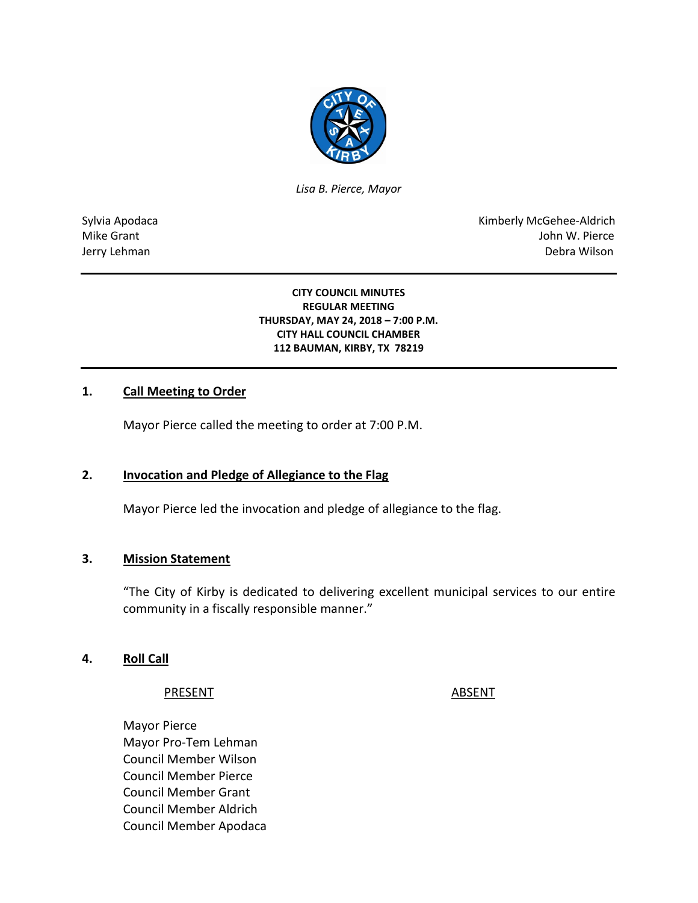*Lisa B. Pierce, Mayor*

Sylvia Apodaca
Mike Grant
Jerry Lehman

Kimberly McGehee-Aldrich
John W. Pierce
Debra Wilson

---

**CITY COUNCIL MINUTES**
**REGULAR MEETING**
**THURSDAY, MAY 24, 2018 – 7:00 P.M.**
**CITY HALL COUNCIL CHAMBER**
**112 BAUMAN, KIRBY, TX 78219**

---

## 1. Call Meeting to Order

Mayor Pierce called the meeting to order at 7:00 P.M.

## 2. Invocation and Pledge of Allegiance to the Flag

Mayor Pierce led the invocation and pledge of allegiance to the flag.

## 3. Mission Statement

"The City of Kirby is dedicated to delivering excellent municipal services to our entire community in a fiscally responsible manner."

## 4. Roll Call

| PRESENT | ABSENT |
|---|---|
| Mayor Pierce | |
| Mayor Pro-Tem Lehman | |
| Council Member Wilson | |
| Council Member Pierce | |
| Council Member Grant | |
| Council Member Aldrich | |
| Council Member Apodaca | |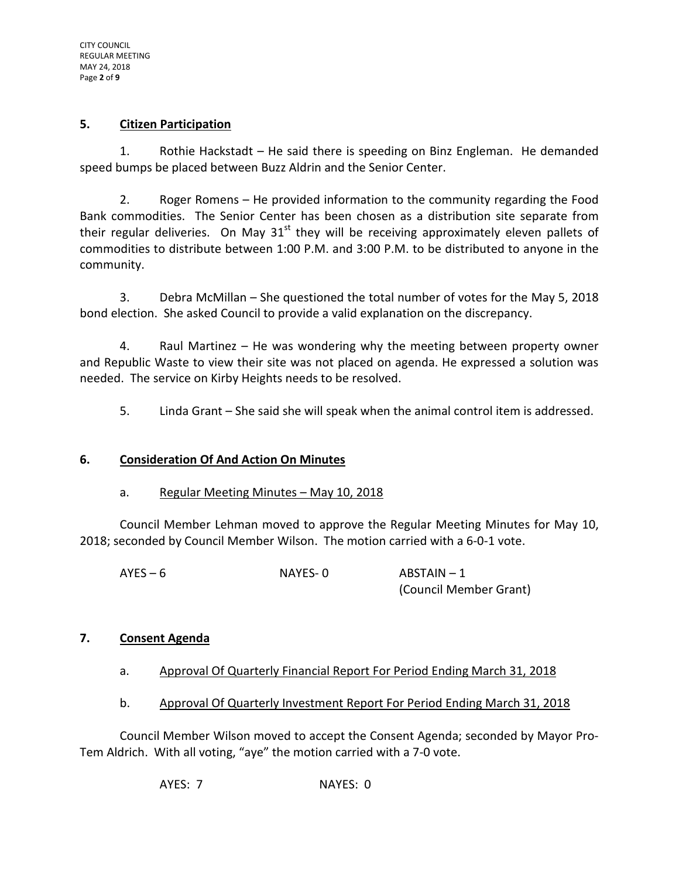## 5. Citizen Participation

1. Rothie Hackstadt – He said there is speeding on Binz Engleman. He demanded speed bumps be placed between Buzz Aldrin and the Senior Center.

2. Roger Romens – He provided information to the community regarding the Food Bank commodities. The Senior Center has been chosen as a distribution site separate from their regular deliveries. On May 31st they will be receiving approximately eleven pallets of commodities to distribute between 1:00 P.M. and 3:00 P.M. to be distributed to anyone in the community.

3. Debra McMillan – She questioned the total number of votes for the May 5, 2018 bond election. She asked Council to provide a valid explanation on the discrepancy.

4. Raul Martinez – He was wondering why the meeting between property owner and Republic Waste to view their site was not placed on agenda. He expressed a solution was needed. The service on Kirby Heights needs to be resolved.

5. Linda Grant – She said she will speak when the animal control item is addressed.

## 6. Consideration Of And Action On Minutes

a. Regular Meeting Minutes – May 10, 2018

Council Member Lehman moved to approve the Regular Meeting Minutes for May 10, 2018; seconded by Council Member Wilson. The motion carried with a 6-0-1 vote.

AYES – 6 NAYES- 0 ABSTAIN – 1 (Council Member Grant)

## 7. Consent Agenda

a. Approval Of Quarterly Financial Report For Period Ending March 31, 2018

b. Approval Of Quarterly Investment Report For Period Ending March 31, 2018

Council Member Wilson moved to accept the Consent Agenda; seconded by Mayor Pro-Tem Aldrich. With all voting, "aye" the motion carried with a 7-0 vote.

AYES: 7 NAYES: 0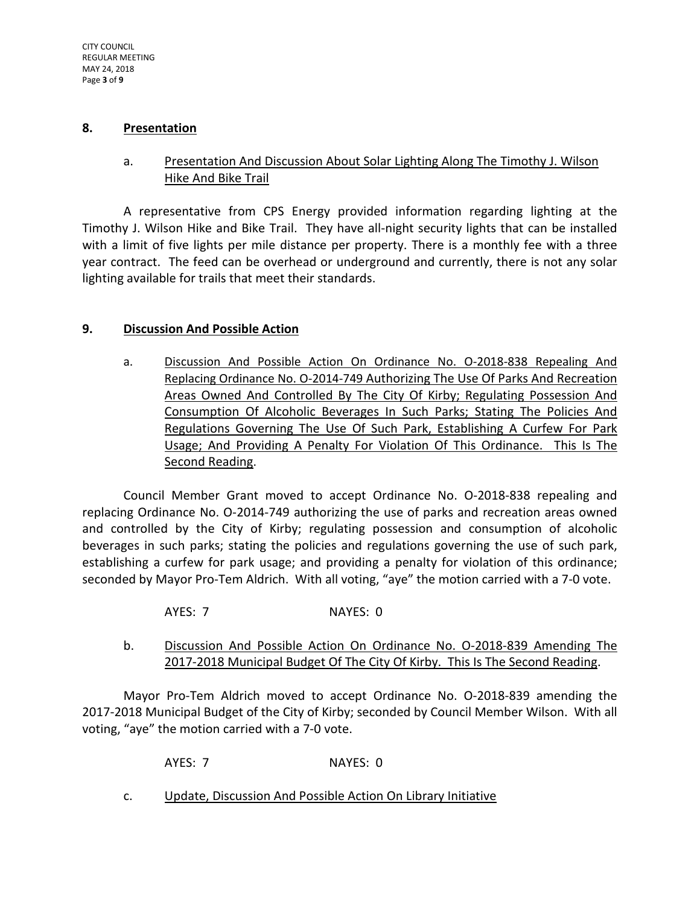## 8. Presentation

a. Presentation And Discussion About Solar Lighting Along The Timothy J. Wilson Hike And Bike Trail

A representative from CPS Energy provided information regarding lighting at the Timothy J. Wilson Hike and Bike Trail. They have all-night security lights that can be installed with a limit of five lights per mile distance per property. There is a monthly fee with a three year contract. The feed can be overhead or underground and currently, there is not any solar lighting available for trails that meet their standards.

## 9. Discussion And Possible Action

a. Discussion And Possible Action On Ordinance No. O-2018-838 Repealing And Replacing Ordinance No. O-2014-749 Authorizing The Use Of Parks And Recreation Areas Owned And Controlled By The City Of Kirby; Regulating Possession And Consumption Of Alcoholic Beverages In Such Parks; Stating The Policies And Regulations Governing The Use Of Such Park, Establishing A Curfew For Park Usage; And Providing A Penalty For Violation Of This Ordinance. This Is The Second Reading.

Council Member Grant moved to accept Ordinance No. O-2018-838 repealing and replacing Ordinance No. O-2014-749 authorizing the use of parks and recreation areas owned and controlled by the City of Kirby; regulating possession and consumption of alcoholic beverages in such parks; stating the policies and regulations governing the use of such park, establishing a curfew for park usage; and providing a penalty for violation of this ordinance; seconded by Mayor Pro-Tem Aldrich. With all voting, "aye" the motion carried with a 7-0 vote.

AYES: 7 NAYES: 0

b. Discussion And Possible Action On Ordinance No. O-2018-839 Amending The 2017-2018 Municipal Budget Of The City Of Kirby. This Is The Second Reading.

Mayor Pro-Tem Aldrich moved to accept Ordinance No. O-2018-839 amending the 2017-2018 Municipal Budget of the City of Kirby; seconded by Council Member Wilson. With all voting, "aye" the motion carried with a 7-0 vote.

AYES: 7 NAYES: 0

c. Update, Discussion And Possible Action On Library Initiative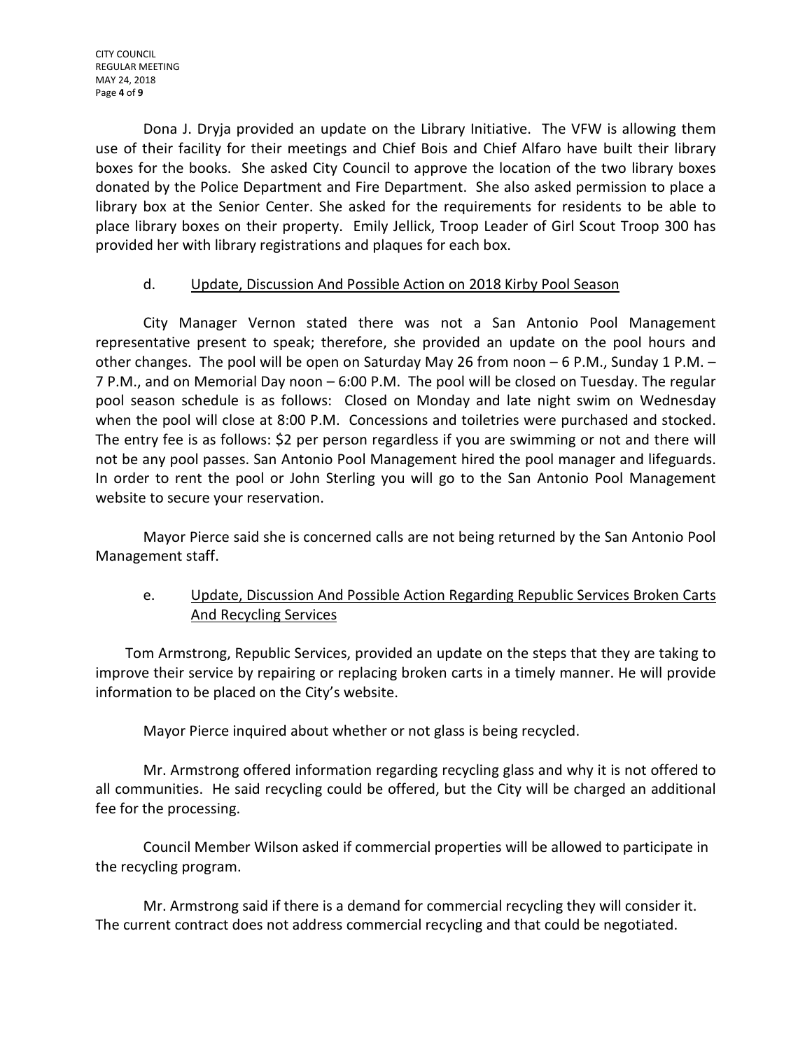Dona J. Dryja provided an update on the Library Initiative. The VFW is allowing them use of their facility for their meetings and Chief Bois and Chief Alfaro have built their library boxes for the books. She asked City Council to approve the location of the two library boxes donated by the Police Department and Fire Department. She also asked permission to place a library box at the Senior Center. She asked for the requirements for residents to be able to place library boxes on their property. Emily Jellick, Troop Leader of Girl Scout Troop 300 has provided her with library registrations and plaques for each box.

d. Update, Discussion And Possible Action on 2018 Kirby Pool Season

City Manager Vernon stated there was not a San Antonio Pool Management representative present to speak; therefore, she provided an update on the pool hours and other changes. The pool will be open on Saturday May 26 from noon – 6 P.M., Sunday 1 P.M. – 7 P.M., and on Memorial Day noon – 6:00 P.M. The pool will be closed on Tuesday. The regular pool season schedule is as follows: Closed on Monday and late night swim on Wednesday when the pool will close at 8:00 P.M. Concessions and toiletries were purchased and stocked. The entry fee is as follows: $2 per person regardless if you are swimming or not and there will not be any pool passes. San Antonio Pool Management hired the pool manager and lifeguards. In order to rent the pool or John Sterling you will go to the San Antonio Pool Management website to secure your reservation.

Mayor Pierce said she is concerned calls are not being returned by the San Antonio Pool Management staff.

e. Update, Discussion And Possible Action Regarding Republic Services Broken Carts And Recycling Services

Tom Armstrong, Republic Services, provided an update on the steps that they are taking to improve their service by repairing or replacing broken carts in a timely manner. He will provide information to be placed on the City's website.

Mayor Pierce inquired about whether or not glass is being recycled.

Mr. Armstrong offered information regarding recycling glass and why it is not offered to all communities. He said recycling could be offered, but the City will be charged an additional fee for the processing.

Council Member Wilson asked if commercial properties will be allowed to participate in the recycling program.

Mr. Armstrong said if there is a demand for commercial recycling they will consider it. The current contract does not address commercial recycling and that could be negotiated.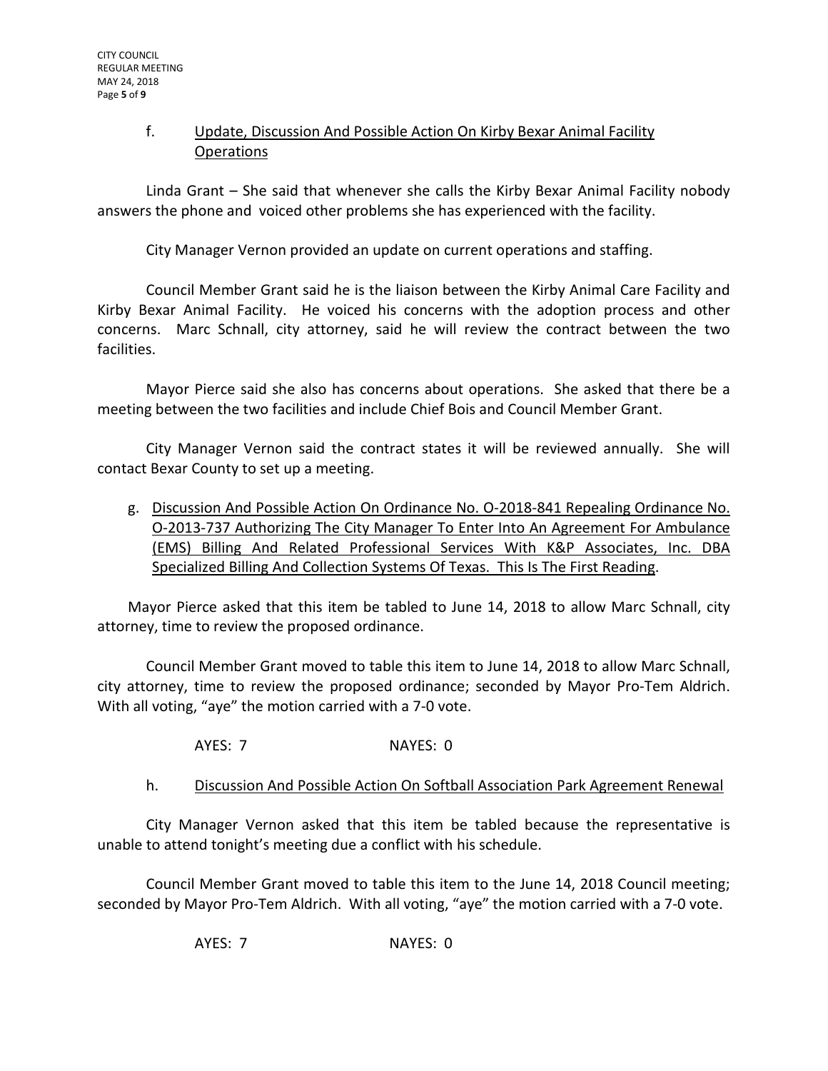f. Update, Discussion And Possible Action On Kirby Bexar Animal Facility Operations

Linda Grant – She said that whenever she calls the Kirby Bexar Animal Facility nobody answers the phone and voiced other problems she has experienced with the facility.

City Manager Vernon provided an update on current operations and staffing.

Council Member Grant said he is the liaison between the Kirby Animal Care Facility and Kirby Bexar Animal Facility. He voiced his concerns with the adoption process and other concerns. Marc Schnall, city attorney, said he will review the contract between the two facilities.

Mayor Pierce said she also has concerns about operations. She asked that there be a meeting between the two facilities and include Chief Bois and Council Member Grant.

City Manager Vernon said the contract states it will be reviewed annually. She will contact Bexar County to set up a meeting.

g. Discussion And Possible Action On Ordinance No. O-2018-841 Repealing Ordinance No. O-2013-737 Authorizing The City Manager To Enter Into An Agreement For Ambulance (EMS) Billing And Related Professional Services With K&P Associates, Inc. DBA Specialized Billing And Collection Systems Of Texas. This Is The First Reading.

Mayor Pierce asked that this item be tabled to June 14, 2018 to allow Marc Schnall, city attorney, time to review the proposed ordinance.

Council Member Grant moved to table this item to June 14, 2018 to allow Marc Schnall, city attorney, time to review the proposed ordinance; seconded by Mayor Pro-Tem Aldrich. With all voting, "aye" the motion carried with a 7-0 vote.

AYES: 7 NAYES: 0

h. Discussion And Possible Action On Softball Association Park Agreement Renewal

City Manager Vernon asked that this item be tabled because the representative is unable to attend tonight's meeting due a conflict with his schedule.

Council Member Grant moved to table this item to the June 14, 2018 Council meeting; seconded by Mayor Pro-Tem Aldrich. With all voting, "aye" the motion carried with a 7-0 vote.

AYES: 7 NAYES: 0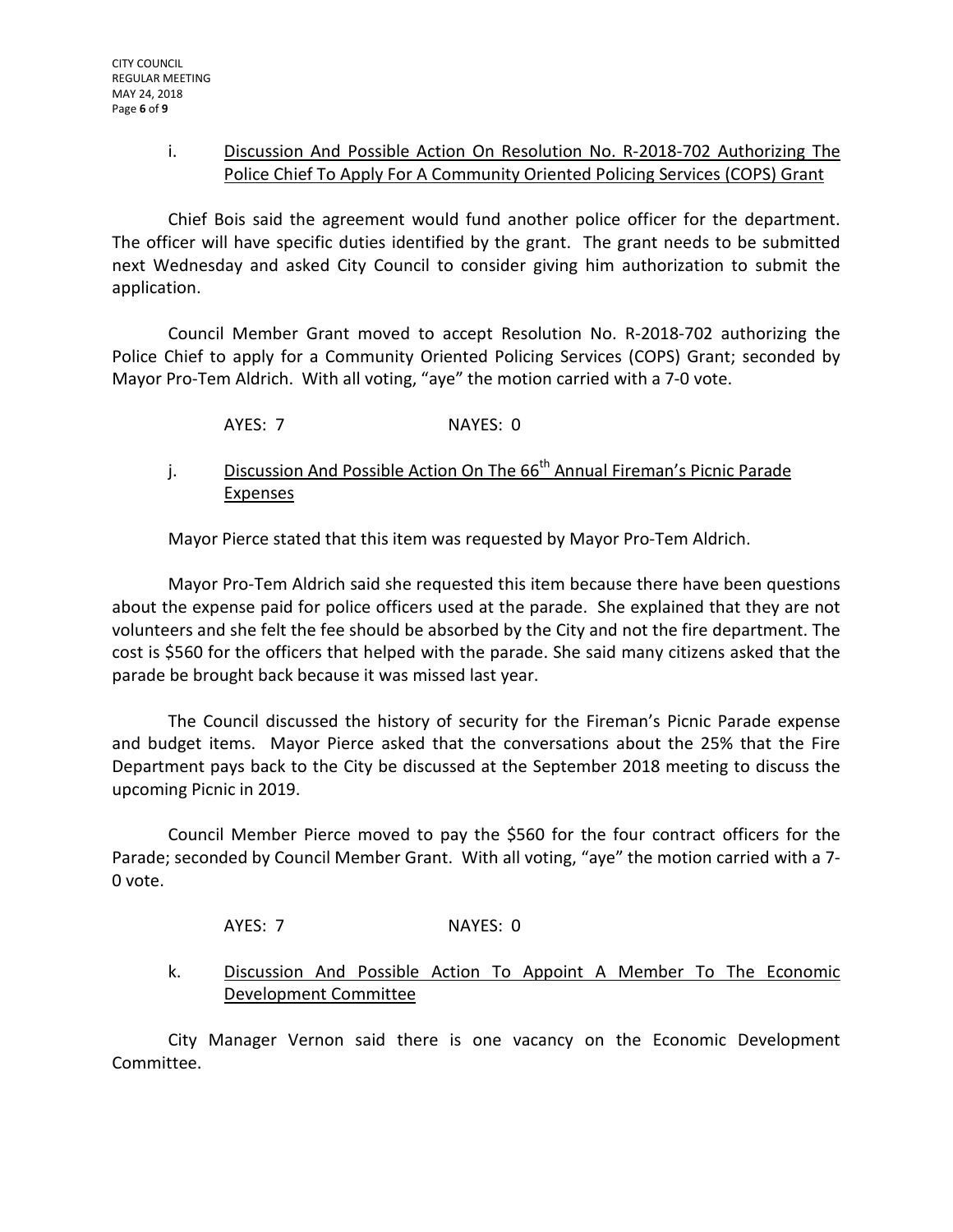i. <u>Discussion And Possible Action On Resolution No. R-2018-702 Authorizing The Police Chief To Apply For A Community Oriented Policing Services (COPS) Grant</u>

Chief Bois said the agreement would fund another police officer for the department. The officer will have specific duties identified by the grant. The grant needs to be submitted next Wednesday and asked City Council to consider giving him authorization to submit the application.

Council Member Grant moved to accept Resolution No. R-2018-702 authorizing the Police Chief to apply for a Community Oriented Policing Services (COPS) Grant; seconded by Mayor Pro-Tem Aldrich. With all voting, "aye" the motion carried with a 7-0 vote.

AYES: 7 NAYES: 0

j. <u>Discussion And Possible Action On The 66th Annual Fireman's Picnic Parade Expenses</u>

Mayor Pierce stated that this item was requested by Mayor Pro-Tem Aldrich.

Mayor Pro-Tem Aldrich said she requested this item because there have been questions about the expense paid for police officers used at the parade. She explained that they are not volunteers and she felt the fee should be absorbed by the City and not the fire department. The cost is $560 for the officers that helped with the parade. She said many citizens asked that the parade be brought back because it was missed last year.

The Council discussed the history of security for the Fireman's Picnic Parade expense and budget items. Mayor Pierce asked that the conversations about the 25% that the Fire Department pays back to the City be discussed at the September 2018 meeting to discuss the upcoming Picnic in 2019.

Council Member Pierce moved to pay the $560 for the four contract officers for the Parade; seconded by Council Member Grant. With all voting, "aye" the motion carried with a 7-0 vote.

AYES: 7 NAYES: 0

k. <u>Discussion And Possible Action To Appoint A Member To The Economic Development Committee</u>

City Manager Vernon said there is one vacancy on the Economic Development Committee.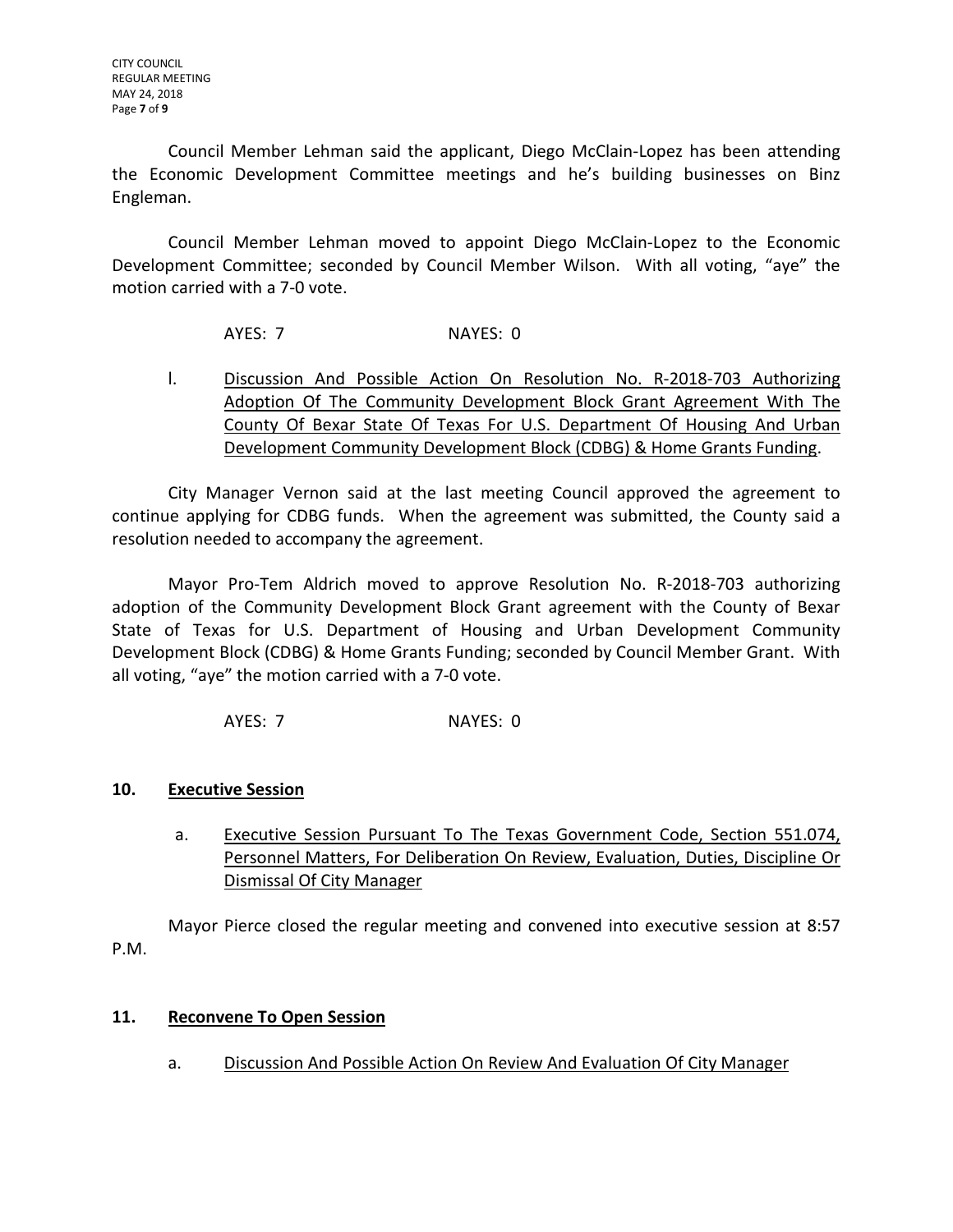Council Member Lehman said the applicant, Diego McClain-Lopez has been attending the Economic Development Committee meetings and he's building businesses on Binz Engleman.

Council Member Lehman moved to appoint Diego McClain-Lopez to the Economic Development Committee; seconded by Council Member Wilson. With all voting, "aye" the motion carried with a 7-0 vote.

AYES: 7 NAYES: 0

l. <u>Discussion And Possible Action On Resolution No. R-2018-703 Authorizing Adoption Of The Community Development Block Grant Agreement With The County Of Bexar State Of Texas For U.S. Department Of Housing And Urban Development Community Development Block (CDBG) & Home Grants Funding</u>.

City Manager Vernon said at the last meeting Council approved the agreement to continue applying for CDBG funds. When the agreement was submitted, the County said a resolution needed to accompany the agreement.

Mayor Pro-Tem Aldrich moved to approve Resolution No. R-2018-703 authorizing adoption of the Community Development Block Grant agreement with the County of Bexar State of Texas for U.S. Department of Housing and Urban Development Community Development Block (CDBG) & Home Grants Funding; seconded by Council Member Grant. With all voting, "aye" the motion carried with a 7-0 vote.

AYES: 7 NAYES: 0

## 10. Executive Session

a. <u>Executive Session Pursuant To The Texas Government Code, Section 551.074, Personnel Matters, For Deliberation On Review, Evaluation, Duties, Discipline Or Dismissal Of City Manager</u>

Mayor Pierce closed the regular meeting and convened into executive session at 8:57 P.M.

## 11. Reconvene To Open Session

a. <u>Discussion And Possible Action On Review And Evaluation Of City Manager</u>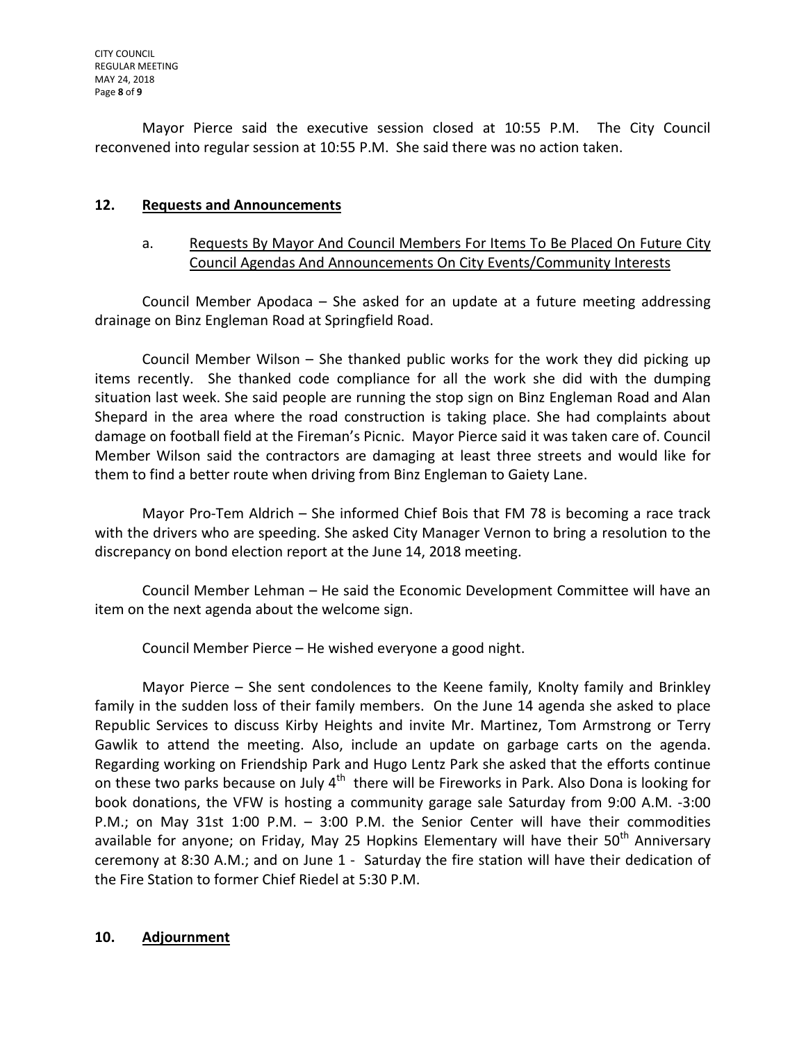Mayor Pierce said the executive session closed at 10:55 P.M. The City Council reconvened into regular session at 10:55 P.M. She said there was no action taken.

## 12. Requests and Announcements

### a. Requests By Mayor And Council Members For Items To Be Placed On Future City Council Agendas And Announcements On City Events/Community Interests

Council Member Apodaca – She asked for an update at a future meeting addressing drainage on Binz Engleman Road at Springfield Road.

Council Member Wilson – She thanked public works for the work they did picking up items recently. She thanked code compliance for all the work she did with the dumping situation last week. She said people are running the stop sign on Binz Engleman Road and Alan Shepard in the area where the road construction is taking place. She had complaints about damage on football field at the Fireman's Picnic. Mayor Pierce said it was taken care of. Council Member Wilson said the contractors are damaging at least three streets and would like for them to find a better route when driving from Binz Engleman to Gaiety Lane.

Mayor Pro-Tem Aldrich – She informed Chief Bois that FM 78 is becoming a race track with the drivers who are speeding. She asked City Manager Vernon to bring a resolution to the discrepancy on bond election report at the June 14, 2018 meeting.

Council Member Lehman – He said the Economic Development Committee will have an item on the next agenda about the welcome sign.

Council Member Pierce – He wished everyone a good night.

Mayor Pierce – She sent condolences to the Keene family, Knolty family and Brinkley family in the sudden loss of their family members. On the June 14 agenda she asked to place Republic Services to discuss Kirby Heights and invite Mr. Martinez, Tom Armstrong or Terry Gawlik to attend the meeting. Also, include an update on garbage carts on the agenda. Regarding working on Friendship Park and Hugo Lentz Park she asked that the efforts continue on these two parks because on July 4th there will be Fireworks in Park. Also Dona is looking for book donations, the VFW is hosting a community garage sale Saturday from 9:00 A.M. -3:00 P.M.; on May 31st 1:00 P.M. – 3:00 P.M. the Senior Center will have their commodities available for anyone; on Friday, May 25 Hopkins Elementary will have their 50th Anniversary ceremony at 8:30 A.M.; and on June 1 - Saturday the fire station will have their dedication of the Fire Station to former Chief Riedel at 5:30 P.M.

## 10. Adjournment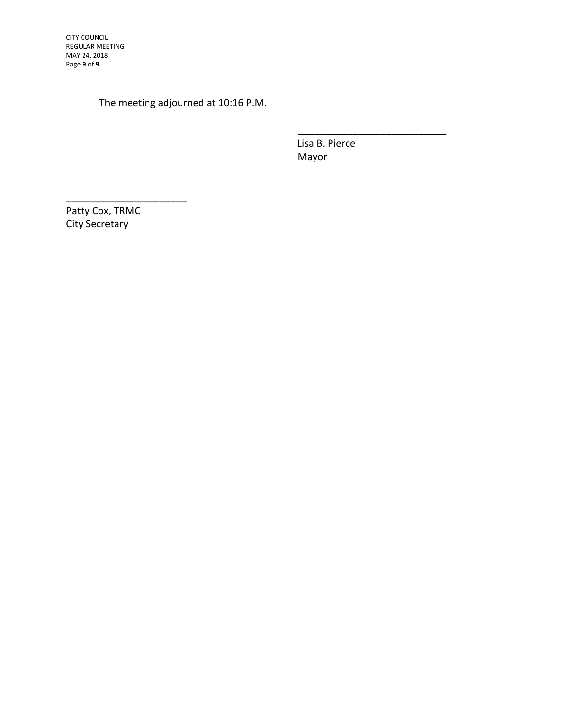The meeting adjourned at 10:16 P.M.

\_\_\_\_\_\_\_\_\_\_\_\_\_\_\_\_\_\_\_\_\_\_\_\_\_\_\_
Lisa B. Pierce
Mayor

\_\_\_\_\_\_\_\_\_\_\_\_\_\_\_\_\_\_\_\_\_\_\_\_
Patty Cox, TRMC
City Secretary